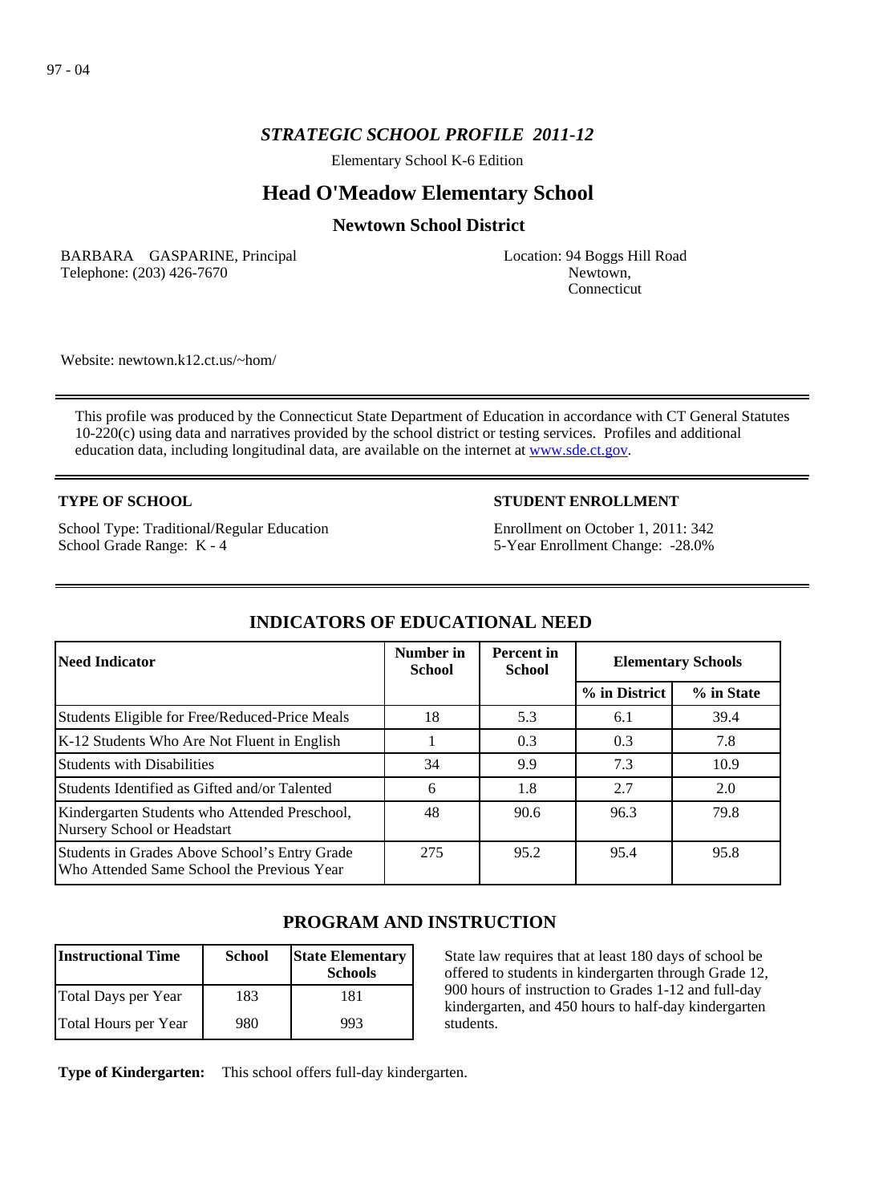97 - 04

### *STRATEGIC SCHOOL PROFILE 2011-12*

Elementary School K-6 Edition

# Head O'Meadow Elementary School

## Newtown School District

BARBARA GASPARINE, Principal
Telephone: (203) 426-7670

Location: 94 Boggs Hill Road
Newtown,
Connecticut

Website: newtown.k12.ct.us/~hom/

This profile was produced by the Connecticut State Department of Education in accordance with CT General Statutes 10-220(c) using data and narratives provided by the school district or testing services. Profiles and additional education data, including longitudinal data, are available on the internet at [www.sde.ct.gov](http://www.sde.ct.gov).

**TYPE OF SCHOOL**

School Type: Traditional/Regular Education
School Grade Range: K - 4

**STUDENT ENROLLMENT**

Enrollment on October 1, 2011: 342
5-Year Enrollment Change: -28.0%

## INDICATORS OF EDUCATIONAL NEED

| Need Indicator | Number in School | Percent in School | Elementary Schools | |
|---|---|---|---|---|
| | | | % in District | % in State |
| Students Eligible for Free/Reduced-Price Meals | 18 | 5.3 | 6.1 | 39.4 |
| K-12 Students Who Are Not Fluent in English | 1 | 0.3 | 0.3 | 7.8 |
| Students with Disabilities | 34 | 9.9 | 7.3 | 10.9 |
| Students Identified as Gifted and/or Talented | 6 | 1.8 | 2.7 | 2.0 |
| Kindergarten Students who Attended Preschool, Nursery School or Headstart | 48 | 90.6 | 96.3 | 79.8 |
| Students in Grades Above School's Entry Grade Who Attended Same School the Previous Year | 275 | 95.2 | 95.4 | 95.8 |

## PROGRAM AND INSTRUCTION

| Instructional Time | School | State Elementary Schools |
|---|---|---|
| Total Days per Year | 183 | 181 |
| Total Hours per Year | 980 | 993 |

State law requires that at least 180 days of school be offered to students in kindergarten through Grade 12, 900 hours of instruction to Grades 1-12 and full-day kindergarten, and 450 hours to half-day kindergarten students.

**Type of Kindergarten:** This school offers full-day kindergarten.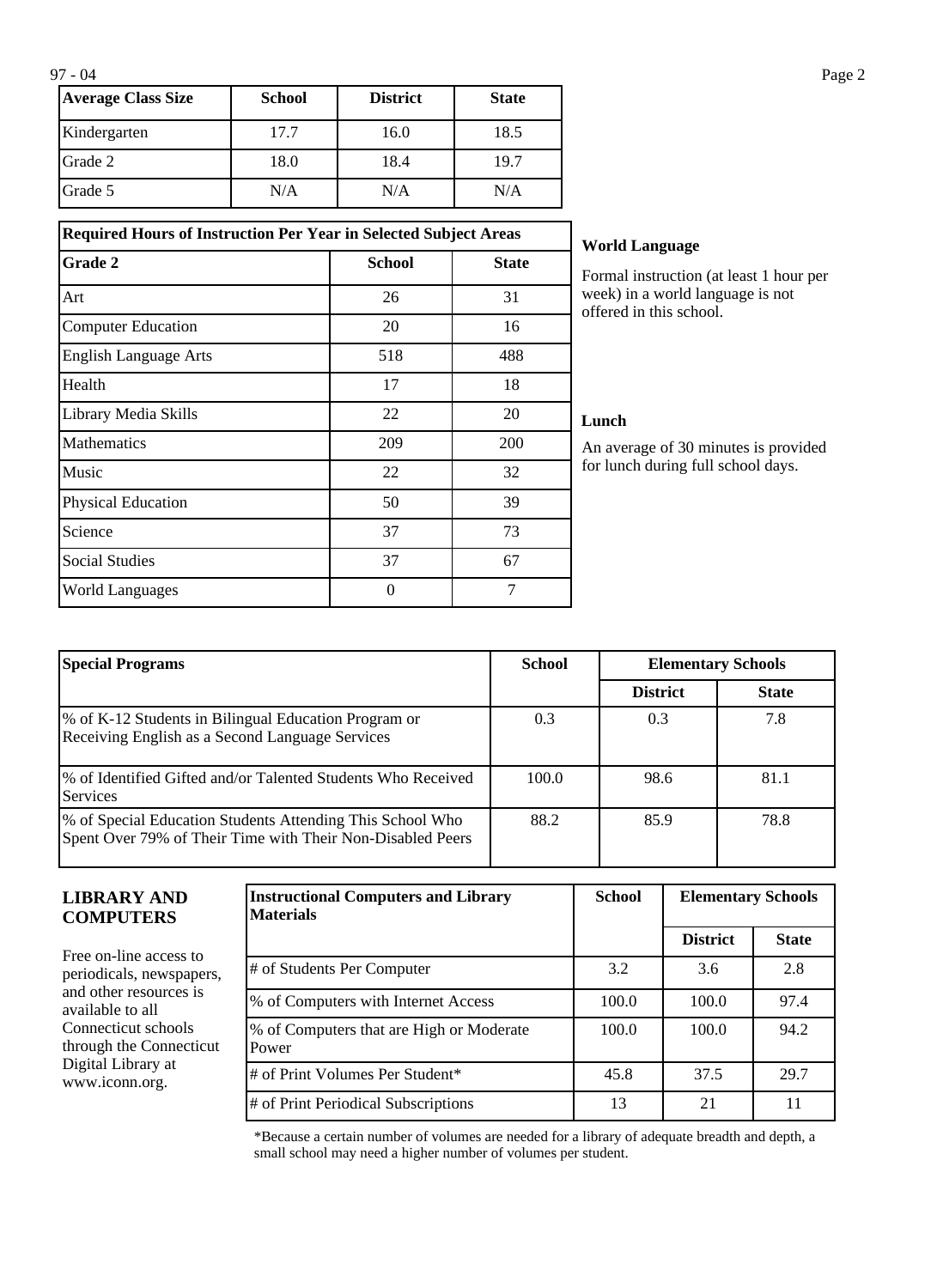| Average Class Size | School | District | State |
| --- | --- | --- | --- |
| Kindergarten | 17.7 | 16.0 | 18.5 |
| Grade 2 | 18.0 | 18.4 | 19.7 |
| Grade 5 | N/A | N/A | N/A |

| Required Hours of Instruction Per Year in Selected Subject Areas | | |
| --- | --- | --- |
| **Grade 2** | **School** | **State** |
| Art | 26 | 31 |
| Computer Education | 20 | 16 |
| English Language Arts | 518 | 488 |
| Health | 17 | 18 |
| Library Media Skills | 22 | 20 |
| Mathematics | 209 | 200 |
| Music | 22 | 32 |
| Physical Education | 50 | 39 |
| Science | 37 | 73 |
| Social Studies | 37 | 67 |
| World Languages | 0 | 7 |

**World Language**

Formal instruction (at least 1 hour per week) in a world language is not offered in this school.

**Lunch**

An average of 30 minutes is provided for lunch during full school days.

| Special Programs | School | Elementary Schools | |
| --- | --- | --- | --- |
| | | District | State |
| % of K-12 Students in Bilingual Education Program or Receiving English as a Second Language Services | 0.3 | 0.3 | 7.8 |
| % of Identified Gifted and/or Talented Students Who Received Services | 100.0 | 98.6 | 81.1 |
| % of Special Education Students Attending This School Who Spent Over 79% of Their Time with Their Non-Disabled Peers | 88.2 | 85.9 | 78.8 |

## LIBRARY AND COMPUTERS

Free on-line access to periodicals, newspapers, and other resources is available to all Connecticut schools through the Connecticut Digital Library at www.iconn.org.

| Instructional Computers and Library Materials | School | Elementary Schools | |
| --- | --- | --- | --- |
| | | District | State |
| # of Students Per Computer | 3.2 | 3.6 | 2.8 |
| % of Computers with Internet Access | 100.0 | 100.0 | 97.4 |
| % of Computers that are High or Moderate Power | 100.0 | 100.0 | 94.2 |
| # of Print Volumes Per Student* | 45.8 | 37.5 | 29.7 |
| # of Print Periodical Subscriptions | 13 | 21 | 11 |

*Because a certain number of volumes are needed for a library of adequate breadth and depth, a small school may need a higher number of volumes per student.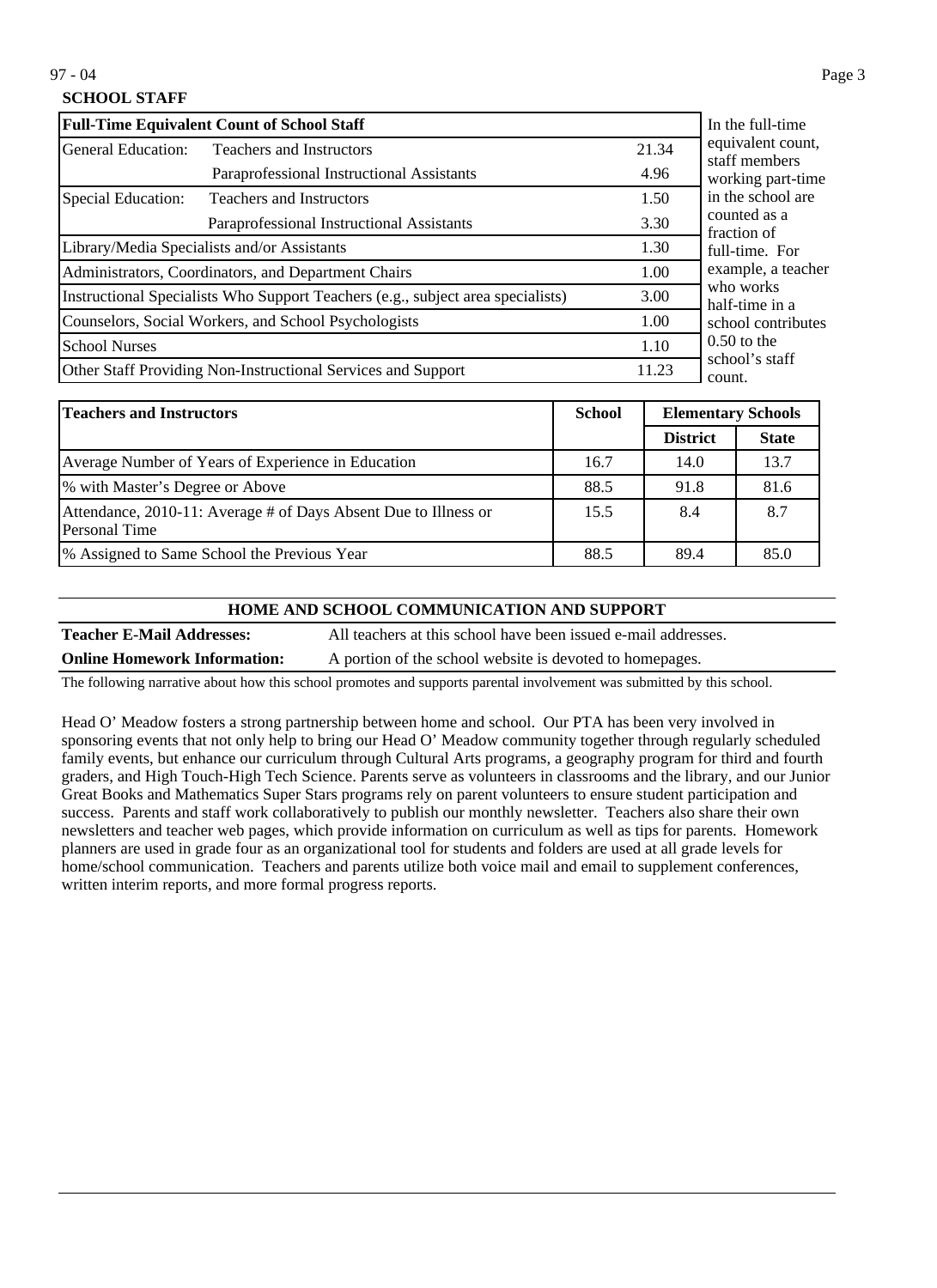## SCHOOL STAFF

| Full-Time Equivalent Count of School Staff | | |
|---|---|---|
| General Education: | Teachers and Instructors | 21.34 |
| | Paraprofessional Instructional Assistants | 4.96 |
| Special Education: | Teachers and Instructors | 1.50 |
| | Paraprofessional Instructional Assistants | 3.30 |
| Library/Media Specialists and/or Assistants | | 1.30 |
| Administrators, Coordinators, and Department Chairs | | 1.00 |
| Instructional Specialists Who Support Teachers (e.g., subject area specialists) | | 3.00 |
| Counselors, Social Workers, and School Psychologists | | 1.00 |
| School Nurses | | 1.10 |
| Other Staff Providing Non-Instructional Services and Support | | 11.23 |

In the full-time equivalent count, staff members working part-time in the school are counted as a fraction of full-time. For example, a teacher who works half-time in a school contributes 0.50 to the school's staff count.

| Teachers and Instructors | School | Elementary Schools | |
|---|---|---|---|
| | | District | State |
| Average Number of Years of Experience in Education | 16.7 | 14.0 | 13.7 |
| % with Master's Degree or Above | 88.5 | 91.8 | 81.6 |
| Attendance, 2010-11: Average # of Days Absent Due to Illness or Personal Time | 15.5 | 8.4 | 8.7 |
| % Assigned to Same School the Previous Year | 88.5 | 89.4 | 85.0 |

## HOME AND SCHOOL COMMUNICATION AND SUPPORT

**Teacher E-Mail Addresses:** All teachers at this school have been issued e-mail addresses.

**Online Homework Information:** A portion of the school website is devoted to homepages.

The following narrative about how this school promotes and supports parental involvement was submitted by this school.

Head O' Meadow fosters a strong partnership between home and school. Our PTA has been very involved in sponsoring events that not only help to bring our Head O' Meadow community together through regularly scheduled family events, but enhance our curriculum through Cultural Arts programs, a geography program for third and fourth graders, and High Touch-High Tech Science. Parents serve as volunteers in classrooms and the library, and our Junior Great Books and Mathematics Super Stars programs rely on parent volunteers to ensure student participation and success. Parents and staff work collaboratively to publish our monthly newsletter. Teachers also share their own newsletters and teacher web pages, which provide information on curriculum as well as tips for parents. Homework planners are used in grade four as an organizational tool for students and folders are used at all grade levels for home/school communication. Teachers and parents utilize both voice mail and email to supplement conferences, written interim reports, and more formal progress reports.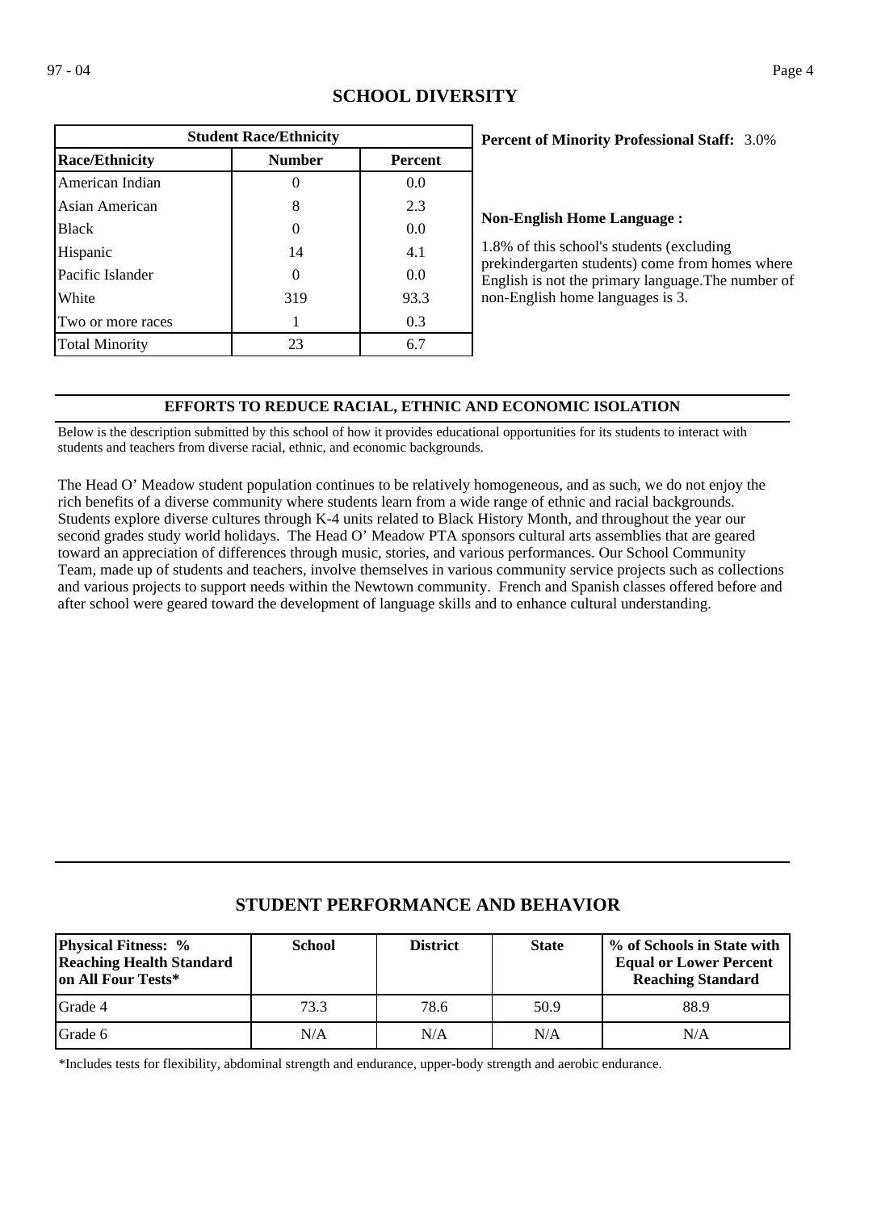## SCHOOL DIVERSITY

| Student Race/Ethnicity | | |
|---|---|---|
| **Race/Ethnicity** | **Number** | **Percent** |
| American Indian | 0 | 0.0 |
| Asian American | 8 | 2.3 |
| Black | 0 | 0.0 |
| Hispanic | 14 | 4.1 |
| Pacific Islander | 0 | 0.0 |
| White | 319 | 93.3 |
| Two or more races | 1 | 0.3 |
| Total Minority | 23 | 6.7 |

**Percent of Minority Professional Staff:** 3.0%

**Non-English Home Language :**

1.8% of this school's students (excluding prekindergarten students) come from homes where English is not the primary language.The number of non-English home languages is 3.

### EFFORTS TO REDUCE RACIAL, ETHNIC AND ECONOMIC ISOLATION

Below is the description submitted by this school of how it provides educational opportunities for its students to interact with students and teachers from diverse racial, ethnic, and economic backgrounds.

The Head O' Meadow student population continues to be relatively homogeneous, and as such, we do not enjoy the rich benefits of a diverse community where students learn from a wide range of ethnic and racial backgrounds. Students explore diverse cultures through K-4 units related to Black History Month, and throughout the year our second grades study world holidays. The Head O' Meadow PTA sponsors cultural arts assemblies that are geared toward an appreciation of differences through music, stories, and various performances. Our School Community Team, made up of students and teachers, involve themselves in various community service projects such as collections and various projects to support needs within the Newtown community. French and Spanish classes offered before and after school were geared toward the development of language skills and to enhance cultural understanding.

## STUDENT PERFORMANCE AND BEHAVIOR

| Physical Fitness: % Reaching Health Standard on All Four Tests* | School | District | State | % of Schools in State with Equal or Lower Percent Reaching Standard |
|---|---|---|---|---|
| Grade 4 | 73.3 | 78.6 | 50.9 | 88.9 |
| Grade 6 | N/A | N/A | N/A | N/A |

*Includes tests for flexibility, abdominal strength and endurance, upper-body strength and aerobic endurance.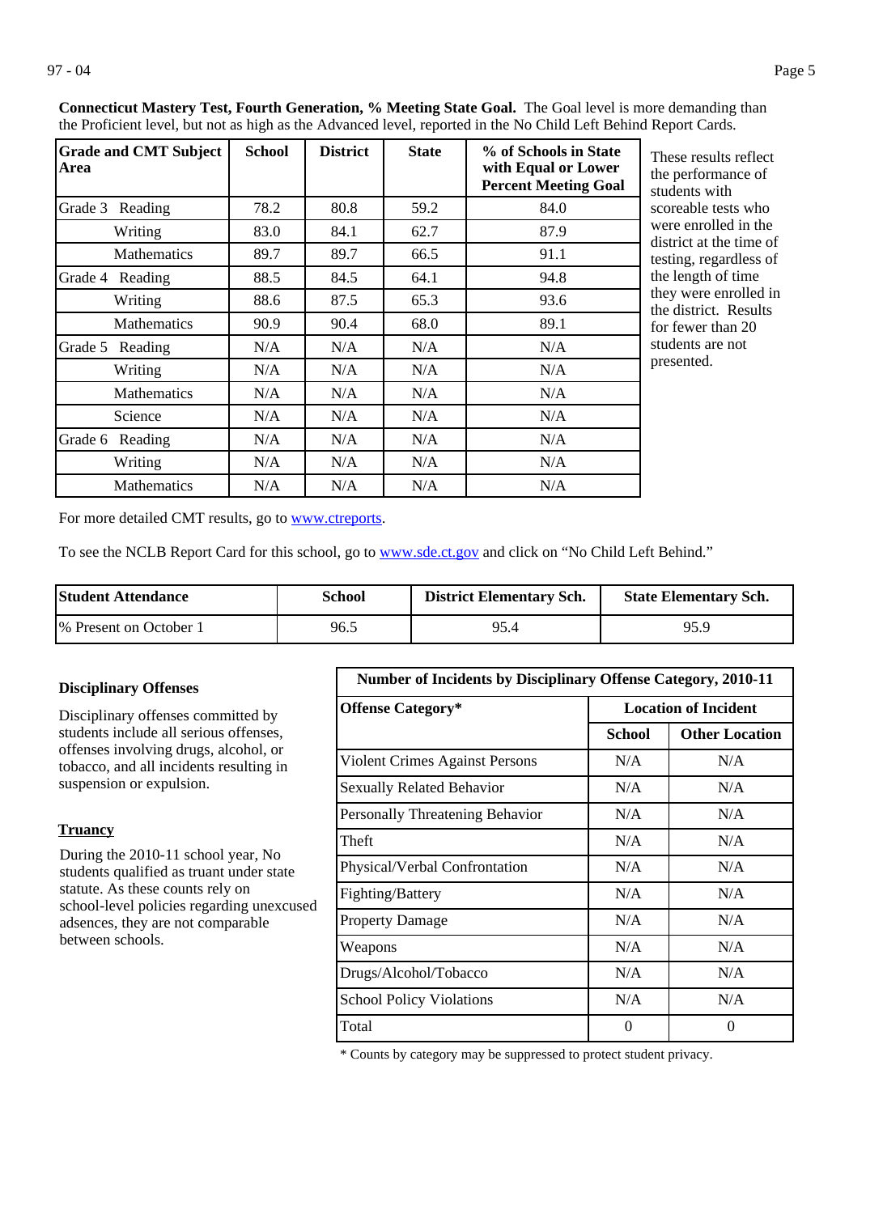**Connecticut Mastery Test, Fourth Generation, % Meeting State Goal.** The Goal level is more demanding than the Proficient level, but not as high as the Advanced level, reported in the No Child Left Behind Report Cards.

| Grade and CMT Subject Area | | School | District | State | % of Schools in State with Equal or Lower Percent Meeting Goal |
|---|---|---|---|---|---|
| Grade 3 | Reading | 78.2 | 80.8 | 59.2 | 84.0 |
| | Writing | 83.0 | 84.1 | 62.7 | 87.9 |
| | Mathematics | 89.7 | 89.7 | 66.5 | 91.1 |
| Grade 4 | Reading | 88.5 | 84.5 | 64.1 | 94.8 |
| | Writing | 88.6 | 87.5 | 65.3 | 93.6 |
| | Mathematics | 90.9 | 90.4 | 68.0 | 89.1 |
| Grade 5 | Reading | N/A | N/A | N/A | N/A |
| | Writing | N/A | N/A | N/A | N/A |
| | Mathematics | N/A | N/A | N/A | N/A |
| | Science | N/A | N/A | N/A | N/A |
| Grade 6 | Reading | N/A | N/A | N/A | N/A |
| | Writing | N/A | N/A | N/A | N/A |
| | Mathematics | N/A | N/A | N/A | N/A |

These results reflect the performance of students with scoreable tests who were enrolled in the district at the time of testing, regardless of the length of time they were enrolled in the district. Results for fewer than 20 students are not presented.

For more detailed CMT results, go to www.ctreports.

To see the NCLB Report Card for this school, go to www.sde.ct.gov and click on "No Child Left Behind."

| Student Attendance | School | District Elementary Sch. | State Elementary Sch. |
|---|---|---|---|
| % Present on October 1 | 96.5 | 95.4 | 95.9 |

**Disciplinary Offenses**

Disciplinary offenses committed by students include all serious offenses, offenses involving drugs, alcohol, or tobacco, and all incidents resulting in suspension or expulsion.

**Number of Incidents by Disciplinary Offense Category, 2010-11**

| Offense Category* | Location of Incident | |
|---|---|---|
| | School | Other Location |
| Violent Crimes Against Persons | N/A | N/A |
| Sexually Related Behavior | N/A | N/A |
| Personally Threatening Behavior | N/A | N/A |
| Theft | N/A | N/A |
| Physical/Verbal Confrontation | N/A | N/A |
| Fighting/Battery | N/A | N/A |
| Property Damage | N/A | N/A |
| Weapons | N/A | N/A |
| Drugs/Alcohol/Tobacco | N/A | N/A |
| School Policy Violations | N/A | N/A |
| Total | 0 | 0 |

\* Counts by category may be suppressed to protect student privacy.

**Truancy**

During the 2010-11 school year, No students qualified as truant under state statute. As these counts rely on school-level policies regarding unexcused adsences, they are not comparable between schools.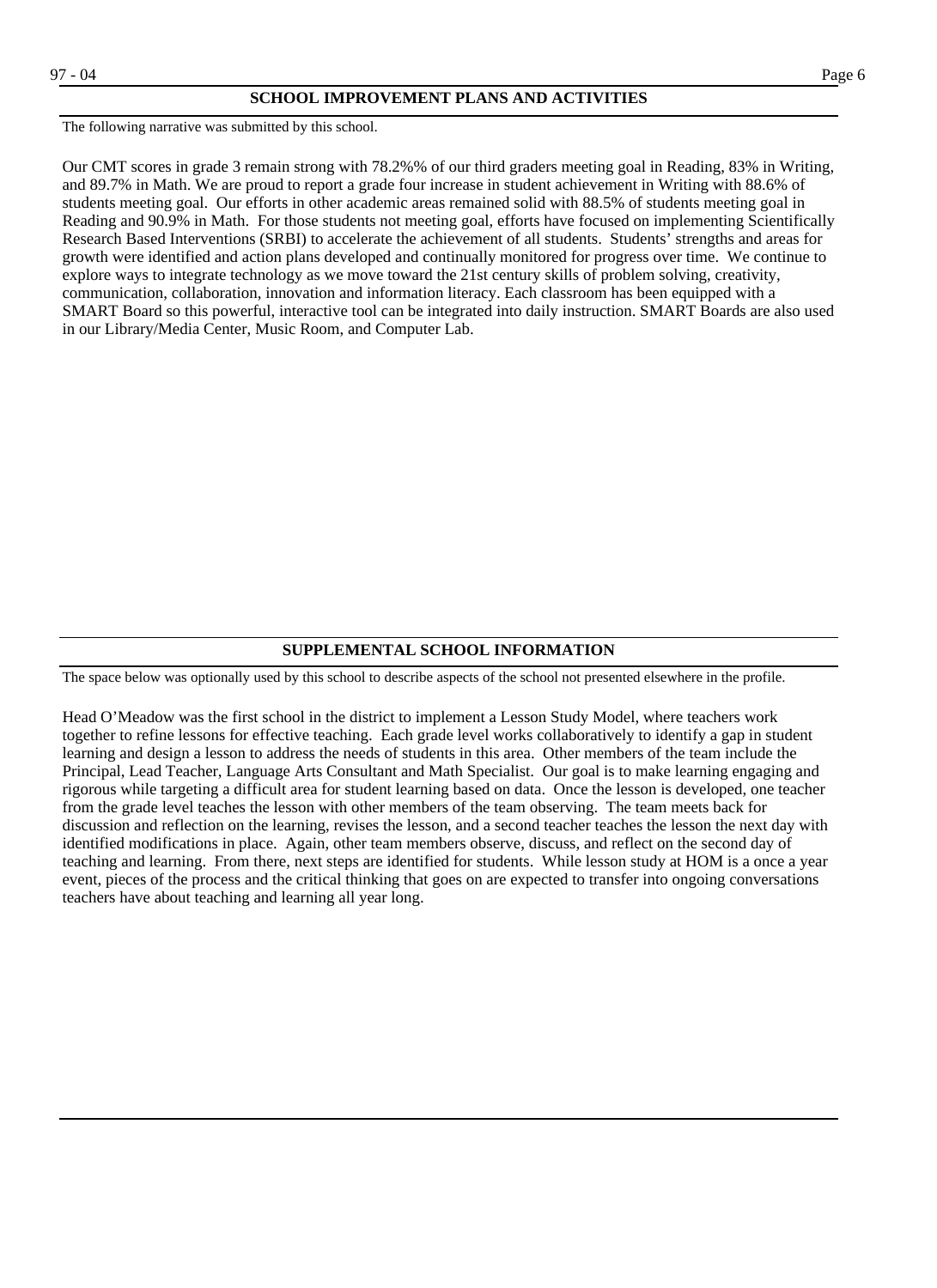## SCHOOL IMPROVEMENT PLANS AND ACTIVITIES

The following narrative was submitted by this school.

Our CMT scores in grade 3 remain strong with 78.2%% of our third graders meeting goal in Reading, 83% in Writing, and 89.7% in Math. We are proud to report a grade four increase in student achievement in Writing with 88.6% of students meeting goal. Our efforts in other academic areas remained solid with 88.5% of students meeting goal in Reading and 90.9% in Math. For those students not meeting goal, efforts have focused on implementing Scientifically Research Based Interventions (SRBI) to accelerate the achievement of all students. Students' strengths and areas for growth were identified and action plans developed and continually monitored for progress over time. We continue to explore ways to integrate technology as we move toward the 21st century skills of problem solving, creativity, communication, collaboration, innovation and information literacy. Each classroom has been equipped with a SMART Board so this powerful, interactive tool can be integrated into daily instruction. SMART Boards are also used in our Library/Media Center, Music Room, and Computer Lab.

## SUPPLEMENTAL SCHOOL INFORMATION

The space below was optionally used by this school to describe aspects of the school not presented elsewhere in the profile.

Head O'Meadow was the first school in the district to implement a Lesson Study Model, where teachers work together to refine lessons for effective teaching. Each grade level works collaboratively to identify a gap in student learning and design a lesson to address the needs of students in this area. Other members of the team include the Principal, Lead Teacher, Language Arts Consultant and Math Specialist. Our goal is to make learning engaging and rigorous while targeting a difficult area for student learning based on data. Once the lesson is developed, one teacher from the grade level teaches the lesson with other members of the team observing. The team meets back for discussion and reflection on the learning, revises the lesson, and a second teacher teaches the lesson the next day with identified modifications in place. Again, other team members observe, discuss, and reflect on the second day of teaching and learning. From there, next steps are identified for students. While lesson study at HOM is a once a year event, pieces of the process and the critical thinking that goes on are expected to transfer into ongoing conversations teachers have about teaching and learning all year long.